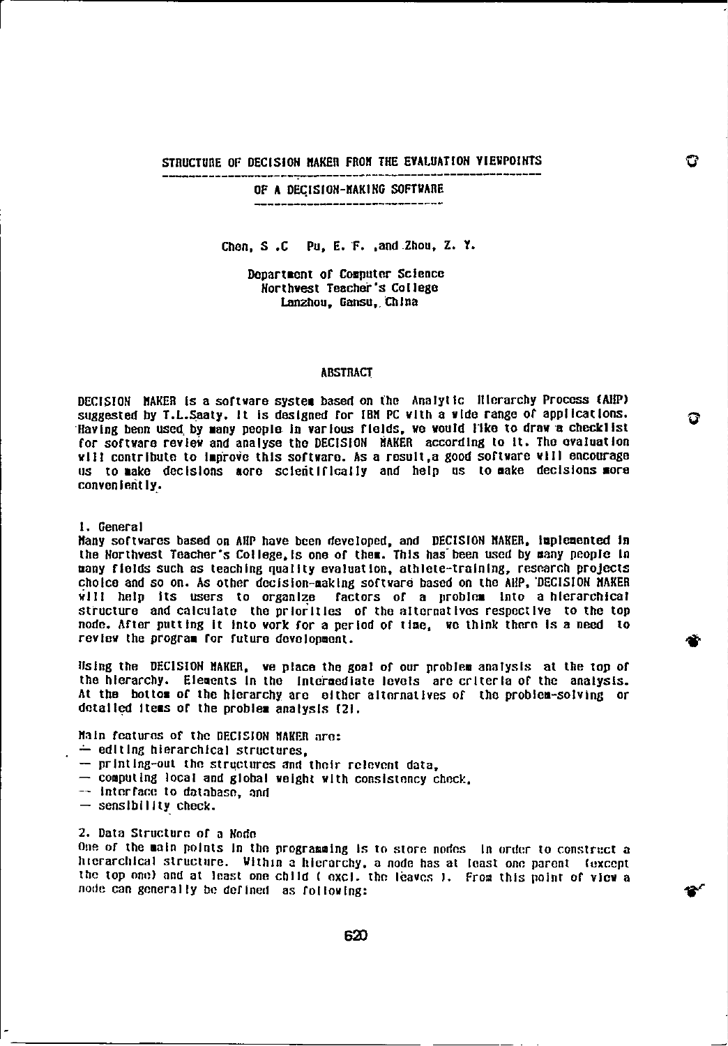# STRUCTURE OF DECISION MAKER FROM THE EVALUATION VIEWPOINTS OF A DECISION-MAKING SOFTWARE

Chen, S .C Pu, E. F. ,and Zhou, Z. Y.

Department of Computer Science
Northwest Teacher's College
Lanzhou, Gansu, China

## ABSTRACT

DECISION MAKER is a software system based on the Analytic Hierarchy Process (AHP) suggested by T.L.Saaty. It is designed for IBM PC with a wide range of applications. Having been used by many people in various fields, we would like to draw a checklist for software review and analyse the DECISION MAKER according to it. The evaluation will contribute to improve this software. As a result,a good software will encourage us to make decisions more scientifically and help us to make decisions more conveniently.

## 1. General

Many softwares based on AHP have been developed, and DECISION MAKER, implemented in the Northwest Teacher's College,is one of them. This has been used by many people in many fields such as teaching quality evaluation, athlete-training, research projects choice and so on. As other decision-making software based on the AHP, DECISION MAKER will help its users to organize factors of a problem into a hierarchical structure and calculate the priorities of the alternatives respective to the top node. After putting it into work for a period of time, we think there is a need to review the program for future development.

Using the DECISION MAKER, we place the goal of our problem analysis at the top of the hierarchy. Elements in the intermediate levels are criteria of the analysis. At the bottom of the hierarchy are either alternatives of the problem-solving or detailed items of the problem analysis [2].

Main features of the DECISION MAKER are:

- editing hierarchical structures,
- printing-out the structures and their relevent data,
- computing local and global weight with consistency check,
- interface to database, and
- sensibility check.

## 2. Data Structure of a Node

One of the main points in the programming is to store nodes in order to construct a hierarchical structure. Within a hierarchy, a node has at least one parent (except the top one) and at least one child ( excl. the leaves ). From this point of view a node can generally be defined as following: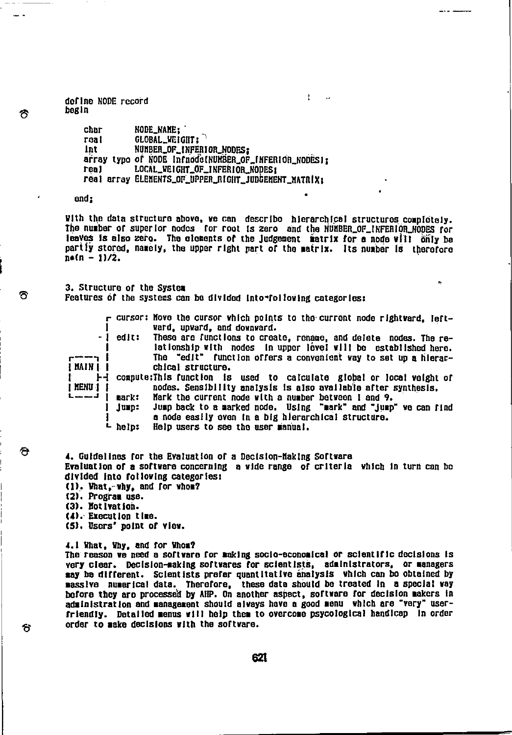```
define NODE record
begin

    char       NODE_NAME;
    real       GLOBAL_WEIGHT;
    int        NUMBER_OF_INFERIOR_NODES;
    array type of NODE infnode[NUMBER_OF_INFERIOR_NODES];
    real       LOCAL_WEIGHT_OF_INFERIOR_NODES;
    real array ELEMENTS_OF_UPPER_RIGHT_JUDGEMENT_MATRIX;

end;
```

With the data structure above, we can describe hierarchical structures completely. The number of superior nodes for root is zero and the NUMBER_OF_INFERIOR_NODES for leaves is also zero. The elements of the judgement matrix for a node will only be partly stored, namely, the upper right part of the matrix. Its number is therefore $n*(n - 1)/2$.

### 3. Structure of the System

Features of the systems can be divided into following categories:

```
          ┌ cursor: Move the cursor which points to the current node rightward, left-
          |         ward, upward, and downward.
          ├ edit:   These are functions to create, rename, and delete nodes. The re-
          |         lationship with nodes in upper level will be established here.
┌──────┐  |         The "edit" function offers a convenient way to set up a hierar-
| MAIN |  |         chical structure.
|      ├──┤ compute:This function is used to calculate global or local weight of
| MENU |  |         nodes. Sensibility analysis is also available after synthesis.
└──────┘  | mark:   Mark the current node with a number between 1 and 9.
          | jump:   Jump back to a marked node. Using "mark" and "jump" we can find
          |         a node easily even in a big hierarchical structure.
          └ help:   Help users to see the user manual.
```

### 4. Guidelines for the Evaluation of a Decision-Making Software

Evaluation of a software concerning a wide range of criteria which in turn can be divided into following categories:

(1). What, why, and for whom?
(2). Program use.
(3). Motivation.
(4). Execution time.
(5). Users' point of view.

#### 4.1 What, Why, and for Whom?

The reason we need a software for making socio-economical or scientific decisions is very clear. Decision-making softwares for scientists, administrators, or managers may be different. Scientists prefer quantitative analysis which can be obtained by massive numerical data. Therefore, these data should be treated in a special way before they are processed by AHP. On another aspect, software for decision makers in administration and management should always have a good menu which are "very" user-friendly. Detailed menus will help them to overcome psycological handicap in order order to make decisions with the software.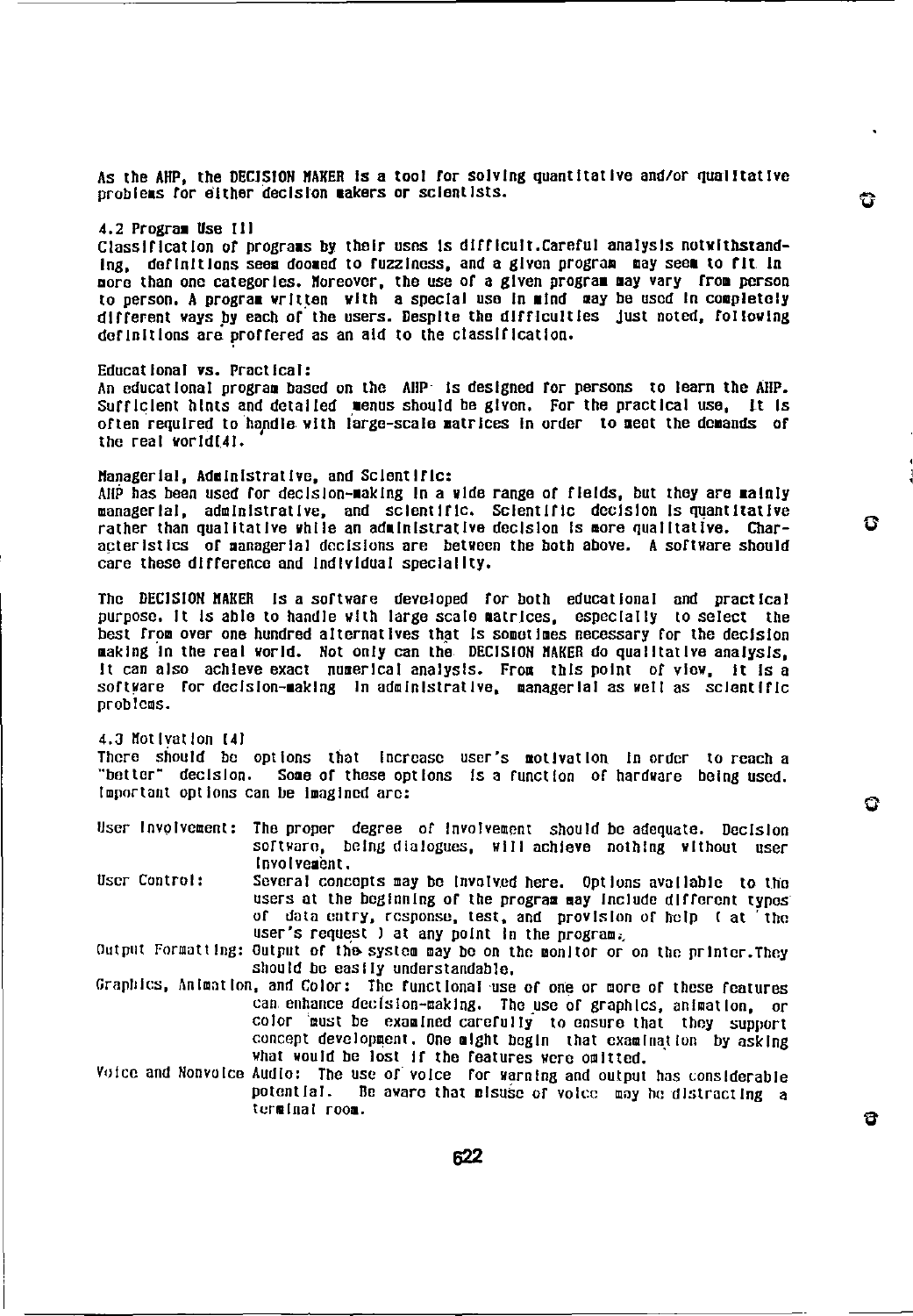As the AHP, the DECISION MAKER is a tool for solving quantitative and/or qualitative problems for either decision makers or scientists.

### 4.2 Program Use [1]

Classification of programs by their uses is difficult.Careful analysis notwithstanding, definitions seem doomed to fuzziness, and a given program may seem to fit in more than one categories. Moreover, the use of a given program may vary from person to person. A program written with a special use in mind may be used in completely different ways by each of the users. Despite the difficulties just noted, following definitions are proffered as an aid to the classification.

**Educational vs. Practical:**

An educational program based on the AHP is designed for persons to learn the AHP. Sufficient hints and detailed menus should be given. For the practical use, it is often required to handle with large-scale matrices in order to meet the demands of the real world[4].

**Managerial, Administrative, and Scientific:**

AHP has been used for decision-making in a wide range of fields, but they are mainly managerial, administrative, and scientific. Scientific decision is quantitative rather than qualitative while an administrative decision is more qualitative. Characteristics of managerial decisions are between the both above. A software should care these difference and individual speciality.

The DECISION MAKER is a software developed for both educational and practical purpose. It is able to handle with large scale matrices, especially to select the best from over one hundred alternatives that is sometimes necessary for the decision making in the real world. Not only can the DECISION MAKER do qualitative analysis, it can also achieve exact numerical analysis. From this point of view, it is a software for decision-making in administrative, managerial as well as scientific problems.

### 4.3 Motivation [4]

There should be options that increase user's motivation in order to reach a "better" decision. Some of these options is a function of hardware being used. Important options can be imagined are:

- **User Involvement:** The proper degree of involvement should be adequate. Decision software, being dialogues, will achieve nothing without user involvement.
- **User Control:** Several concepts may be involved here. Options available to the users at the beginning of the program may include different types of data entry, response, test, and provision of help ( at the user's request ) at any point in the program.
- **Output Formatting:** Output of the system may be on the monitor or on the printer. They should be easily understandable.
- **Graphics, Animation, and Color:** The functional use of one or more of these features can enhance decision-making. The use of graphics, animation, or color must be examined carefully to ensure that they support concept development. One might begin that examination by asking what would be lost if the features were omitted.
- **Voice and Nonvoice Audio:** The use of voice for warning and output has considerable potential. Be aware that misuse of voice may be distracting a terminal room.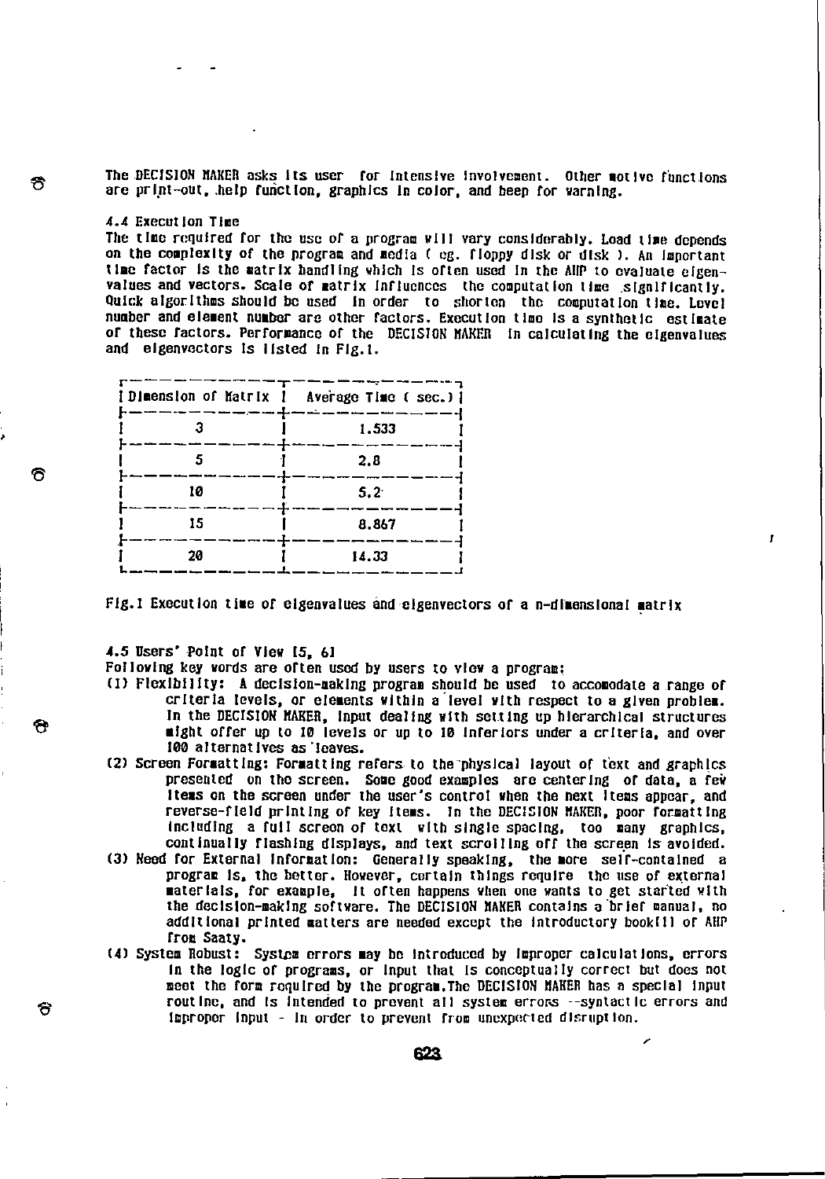The DECISION MAKER asks its user for intensive involvement. Other motive functions are print-out, help function, graphics in color, and beep for warning.

### 4.4 Execution Time

The time required for the use of a program will vary considerably. Load time depends on the complexity of the program and media ( eg. floppy disk or disk ). An important time factor is the matrix handling which is often used in the AHP to evaluate eigenvalues and vectors. Scale of matrix influences the computation time significantly. Quick algorithms should be used in order to shorten the computation time. Level number and element number are other factors. Execution time is a synthetic estimate of these factors. Performance of the DECISION MAKER in calculating the eigenvalues and eigenvectors is listed in Fig.1.

| Dimension of Matrix | Average Time ( sec.) |
|---|---|
| 3 | 1.533 |
| 5 | 2.8 |
| 10 | 5.2 |
| 15 | 8.867 |
| 20 | 14.33 |

Fig.1 Execution time of eigenvalues and eigenvectors of a n-dimensional matrix

### 4.5 Users' Point of View [5, 6]

Following key words are often used by users to view a program:

(1) Flexibility: A decision-making program should be used to accomodate a range of criteria levels, or elements within a level with respect to a given problem. In the DECISION MAKER, input dealing with setting up hierarchical structures might offer up to 10 levels or up to 10 inferiors under a criteria, and over 100 alternatives as leaves.

(2) Screen Formatting: Formatting refers to the physical layout of text and graphics presented on the screen. Some good examples are centering of data, a few items on the screen under the user's control when the next items appear, and reverse-field printing of key items. In the DECISION MAKER, poor formatting including a full screen of text with single spacing, too many graphics, continually flashing displays, and text scrolling off the screen is avoided.

(3) Need for External Information: Generally speaking, the more self-contained a program is, the better. However, certain things require the use of external materials, for example, it often happens when one wants to get started with the decision-making software. The DECISION MAKER contains a brief manual, no additional printed matters are needed except the introductory book[1] of AHP from Saaty.

(4) System Robust: System errors may be introduced by improper calculations, errors in the logic of programs, or input that is conceptually correct but does not meet the form required by the program. The DECISION MAKER has a special input routine, and is intended to prevent all system errors --syntactic errors and improper input - in order to prevent from unexpected disruption.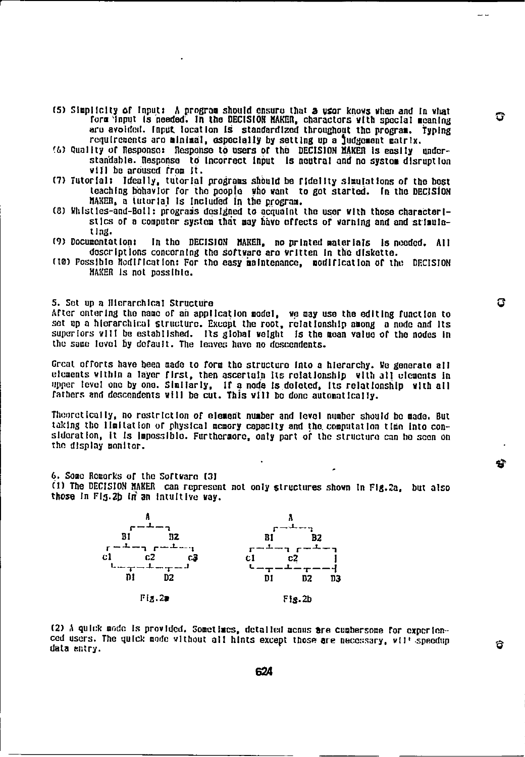(5) Simplicity of Input: A program should ensure that a user knows when and in what form input is needed. In the DECISION MAKER, charactors with special meaning are avoided. Input location is standardized throughout the program. Typing requirements are minimal, especially by setting up a judgement matrix.

(6) Quality of Response: Response to users of the DECISION MAKER is easily understandable. Response to incorrect input is neutral and no system disruption will be aroused from it.

(7) Tutorial: Ideally, tutorial programs should be fidelity simulations of the best teaching behavior for the people who want to get started. In the DECISION MAKER, a tutorial is included in the program.

(8) Whistles-and-Bell: programs designed to acquaint the user with those characteristics of a computer system that may have effects of warning and and stimulating.

(9) Documentation: In the DECISION MAKER, no printed materials is needed. All descriptions concerning the software are written in the diskette.

(10) Possible Modification: For the easy maintenance, modification of the DECISION MAKER is not possible.

## 5. Set up a Hierarchical Structure

After entering the name of an application model, we may use the editing function to set up a hierarchical structure. Except the root, relationship among a node and its superiors will be established. Its global weight is the mean value of the nodes in the same level by default. The leaves have no descendents.

Great efforts have been made to form the structure into a hierarchy. We generate all elements within a layer first, then ascertain its relationship with all elements in upper level one by one. Similarly, if a node is deleted, its relationship with all fathers and descendents will be cut. This will be done automatically.

Theoretically, no restriction of element number and level number should be made. But taking the limitation of physical memory capacity and the computation time into consideration, it is impossible. Furthermore, only part of the structure can be seen on the display monitor.

## 6. Some Remarks of the Software [3]

(1) The DECISION MAKER can represent not only structures shown in Fig.2a, but also those in Fig.2b in an intuitive way.

```
           A                              A
        ┌──┴──┐                        ┌──┴──┐
        B1    B2                       B1    B2
     ┌──┴──┐ ┌──┴──┐                ┌──┴──┐ ┌──┴──┐
     c1    c2      c3               c1    c2      │
     └──┬──┴──┬────┘                └──┬──┴──┬────┤
        D1    D2                       D1    D2   D3
```

Fig.2a                                  Fig.2b

(2) A quick mode is provided. Sometimes, detailed menus are cumbersome for experienced users. The quick mode without all hints except those are necessary, will speedup data entry.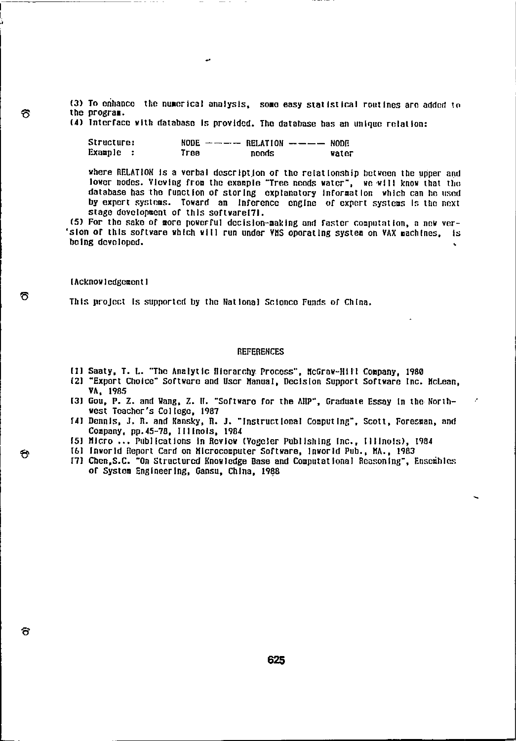(3) To enhance the numerical analysis, some easy statistical routines are added to the program.

(4) Interface with database is provided. The database has an unique relation:

| | | | |
|---|---|---|---|
| Structure: | NODE ———— | RELATION ———— | NODE |
| Example : | Tree | needs | water |

where RELATION is a verbal description of the relationship between the upper and lower nodes. Viewing from the example "Tree needs water", we will know that the database has the function of storing explanatory information which can be used by expert systems. Toward an inference engine of expert systems is the next stage development of this software[7].

(5) For the sake of more powerful decision-making and faster computation, a new version of this software which will run under VMS operating system on VAX machines, is being developed.

[Acknowledgement]

This project is supported by the National Science Funds of China.

## REFERENCES

[1] Saaty, T. L. "The Analytic Hierarchy Process", McGraw-Hill Company, 1980

[2] "Expert Choice" Software and User Manual, Decision Support Software Inc. McLean, VA, 1985

[3] Gou, P. Z. and Wang, Z. H. "Software for the AHP", Graduate Essay in the Northwest Teacher's College, 1987

[4] Dennis, J. R. and Kansky, R. J. "Instructional Computing", Scott, Foresman, and Company, pp.45-78, Illinois, 1984

[5] Micro ... Publications in Review (Vogeler Publishing Inc., Illinois), 1984

[6] Inworld Report Card on Microcomputer Software, Inworld Pub., MA., 1983

[7] Chen,S.C. "On Structured Knowledge Base and Computational Reasoning", Ensembles of System Engineering, Gansu, China, 1988